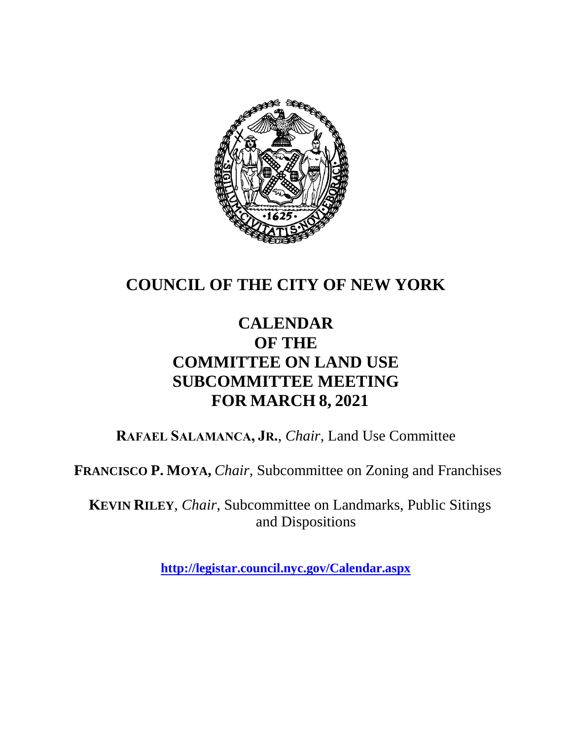# COUNCIL OF THE CITY OF NEW YORK

## CALENDAR OF THE COMMITTEE ON LAND USE SUBCOMMITTEE MEETING FOR MARCH 8, 2021

**RAFAEL SALAMANCA, JR.**, *Chair*, Land Use Committee

**FRANCISCO P. MOYA,** *Chair,* Subcommittee on Zoning and Franchises

**KEVIN RILEY**, *Chair*, Subcommittee on Landmarks, Public Sitings and Dispositions

**http://legistar.council.nyc.gov/Calendar.aspx**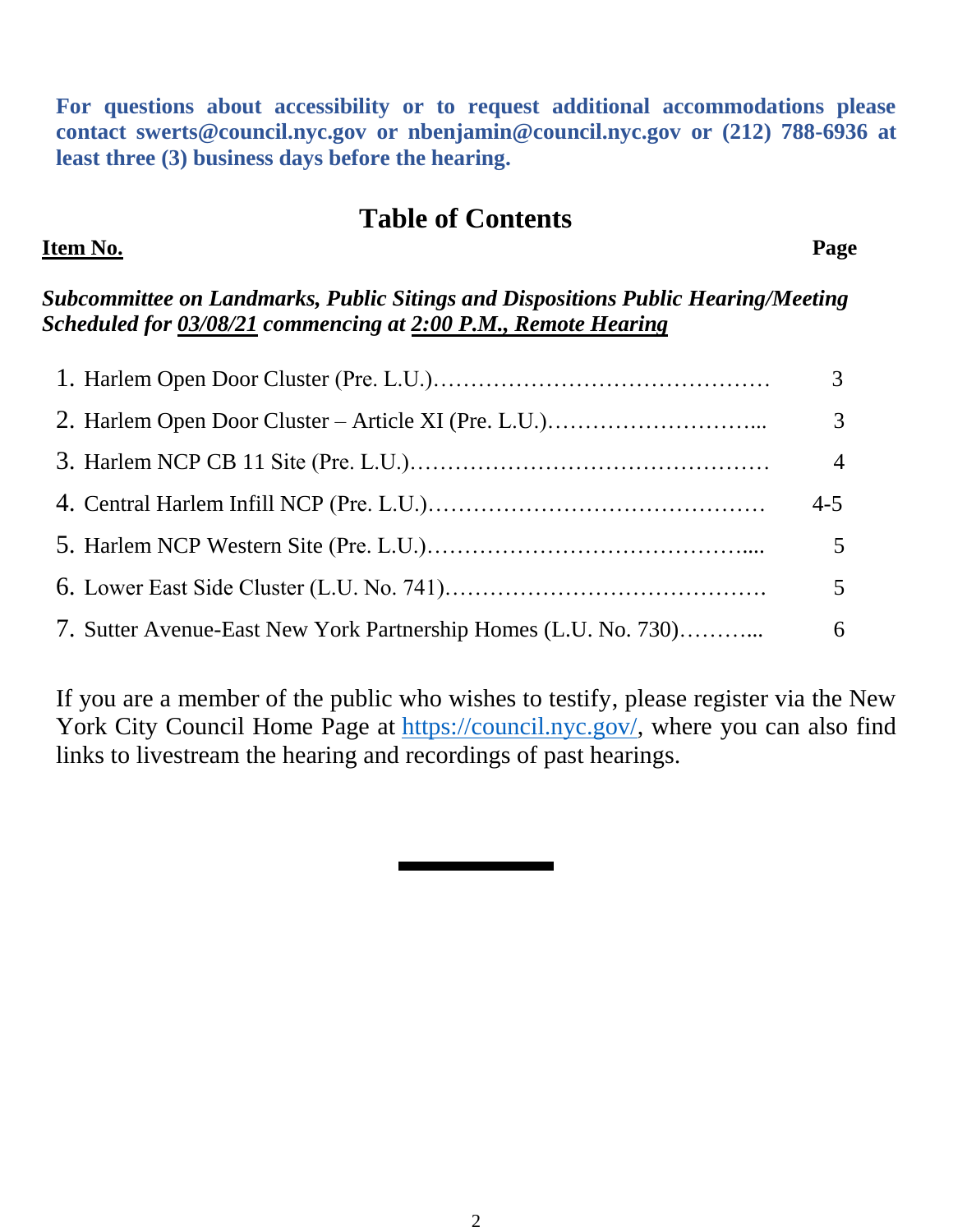**For questions about accessibility or to request additional accommodations please contact swerts@council.nyc.gov or nbenjamin@council.nyc.gov or (212) 788-6936 at least three (3) business days before the hearing.**

## Table of Contents

**Item No.** **Page**

***Subcommittee on Landmarks, Public Sitings and Dispositions Public Hearing/Meeting Scheduled for 03/08/21 commencing at 2:00 P.M., Remote Hearing***

| Item No. | | Page |
|---|---|---|
| 1. | Harlem Open Door Cluster (Pre. L.U.)……………………………………… | 3 |
| 2. | Harlem Open Door Cluster – Article XI (Pre. L.U.)………………………... | 3 |
| 3. | Harlem NCP CB 11 Site (Pre. L.U.)………………………………………… | 4 |
| 4. | Central Harlem Infill NCP (Pre. L.U.)……………………………………… | 4-5 |
| 5. | Harlem NCP Western Site (Pre. L.U.)…………………………………….... | 5 |
| 6. | Lower East Side Cluster (L.U. No. 741)……………………………………. | 5 |
| 7. | Sutter Avenue-East New York Partnership Homes (L.U. No. 730)………... | 6 |

If you are a member of the public who wishes to testify, please register via the New York City Council Home Page at https://council.nyc.gov/, where you can also find links to livestream the hearing and recordings of past hearings.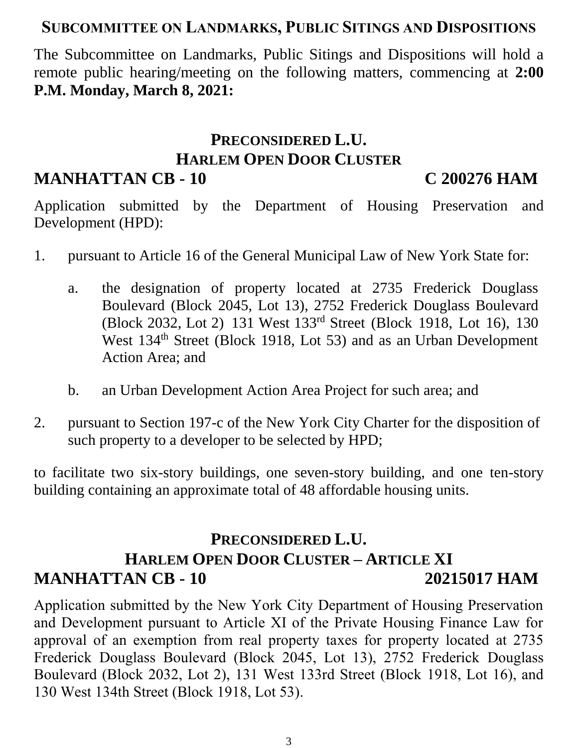## SUBCOMMITTEE ON LANDMARKS, PUBLIC SITINGS AND DISPOSITIONS

The Subcommittee on Landmarks, Public Sitings and Dispositions will hold a remote public hearing/meeting on the following matters, commencing at **2:00 P.M. Monday, March 8, 2021:**

### PRECONSIDERED L.U.
### HARLEM OPEN DOOR CLUSTER
### MANHATTAN CB - 10 C 200276 HAM

Application submitted by the Department of Housing Preservation and Development (HPD):

1. pursuant to Article 16 of the General Municipal Law of New York State for:

   a. the designation of property located at 2735 Frederick Douglass Boulevard (Block 2045, Lot 13), 2752 Frederick Douglass Boulevard (Block 2032, Lot 2) 131 West 133rd Street (Block 1918, Lot 16), 130 West 134th Street (Block 1918, Lot 53) and as an Urban Development Action Area; and

   b. an Urban Development Action Area Project for such area; and

2. pursuant to Section 197-c of the New York City Charter for the disposition of such property to a developer to be selected by HPD;

to facilitate two six-story buildings, one seven-story building, and one ten-story building containing an approximate total of 48 affordable housing units.

### PRECONSIDERED L.U.
### HARLEM OPEN DOOR CLUSTER – ARTICLE XI
### MANHATTAN CB - 10 20215017 HAM

Application submitted by the New York City Department of Housing Preservation and Development pursuant to Article XI of the Private Housing Finance Law for approval of an exemption from real property taxes for property located at 2735 Frederick Douglass Boulevard (Block 2045, Lot 13), 2752 Frederick Douglass Boulevard (Block 2032, Lot 2), 131 West 133rd Street (Block 1918, Lot 16), and 130 West 134th Street (Block 1918, Lot 53).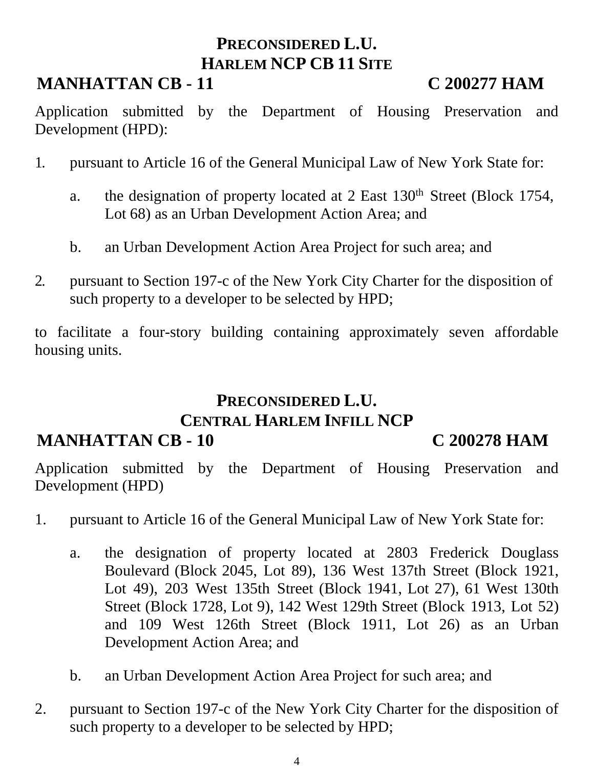## PRECONSIDERED L.U.
## HARLEM NCP CB 11 SITE

**MANHATTAN CB - 11** **C 200277 HAM**

Application submitted by the Department of Housing Preservation and Development (HPD):

1. pursuant to Article 16 of the General Municipal Law of New York State for:

   a. the designation of property located at 2 East 130th Street (Block 1754, Lot 68) as an Urban Development Action Area; and

   b. an Urban Development Action Area Project for such area; and

2. pursuant to Section 197-c of the New York City Charter for the disposition of such property to a developer to be selected by HPD;

to facilitate a four-story building containing approximately seven affordable housing units.

## PRECONSIDERED L.U.
## CENTRAL HARLEM INFILL NCP

**MANHATTAN CB - 10** **C 200278 HAM**

Application submitted by the Department of Housing Preservation and Development (HPD)

1. pursuant to Article 16 of the General Municipal Law of New York State for:

   a. the designation of property located at 2803 Frederick Douglass Boulevard (Block 2045, Lot 89), 136 West 137th Street (Block 1921, Lot 49), 203 West 135th Street (Block 1941, Lot 27), 61 West 130th Street (Block 1728, Lot 9), 142 West 129th Street (Block 1913, Lot 52) and 109 West 126th Street (Block 1911, Lot 26) as an Urban Development Action Area; and

   b. an Urban Development Action Area Project for such area; and

2. pursuant to Section 197-c of the New York City Charter for the disposition of such property to a developer to be selected by HPD;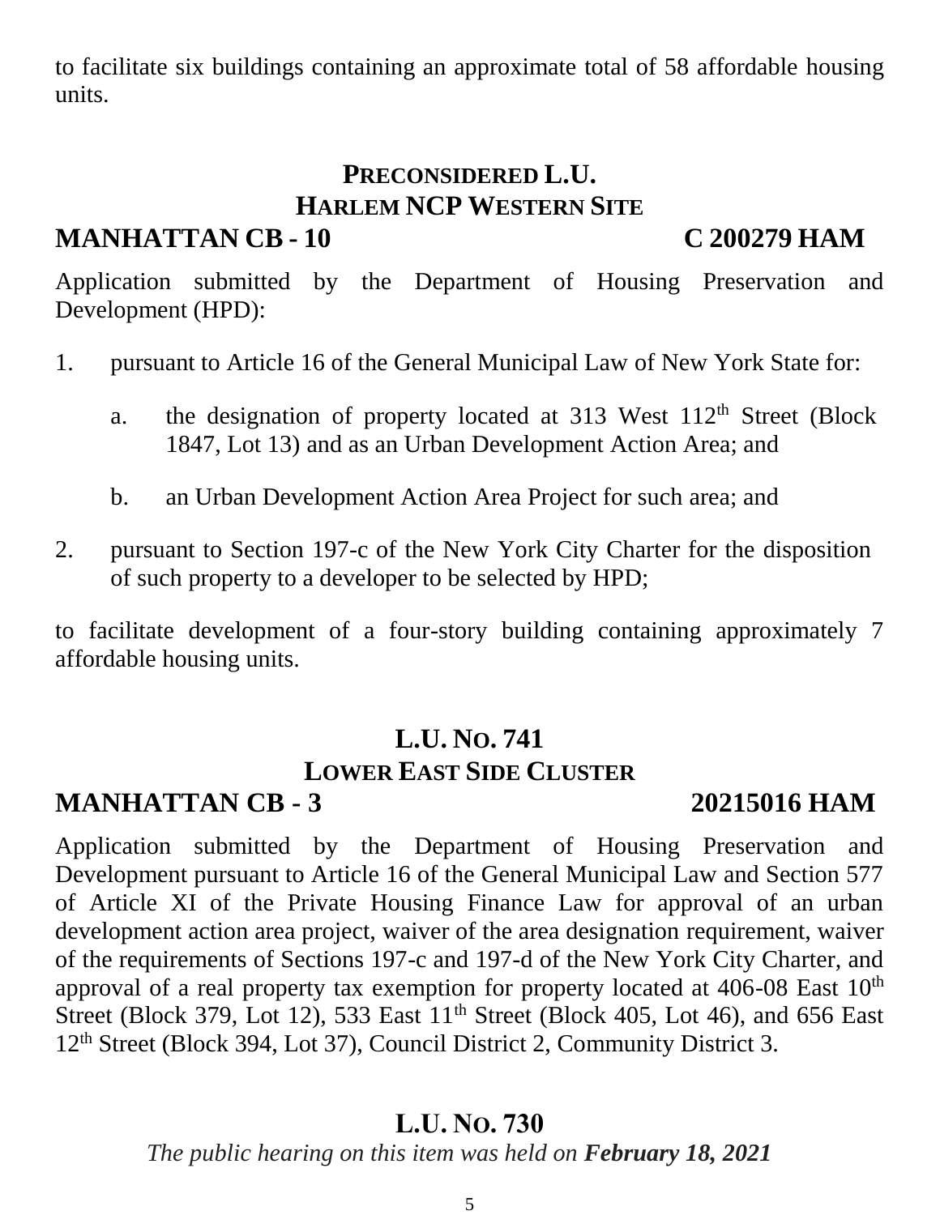to facilitate six buildings containing an approximate total of 58 affordable housing units.

## PRECONSIDERED L.U.
## HARLEM NCP WESTERN SITE
## MANHATTAN CB - 10 C 200279 HAM

Application submitted by the Department of Housing Preservation and Development (HPD):

1. pursuant to Article 16 of the General Municipal Law of New York State for:

   a. the designation of property located at 313 West 112th Street (Block 1847, Lot 13) and as an Urban Development Action Area; and

   b. an Urban Development Action Area Project for such area; and

2. pursuant to Section 197-c of the New York City Charter for the disposition of such property to a developer to be selected by HPD;

to facilitate development of a four-story building containing approximately 7 affordable housing units.

## L.U. NO. 741
## LOWER EAST SIDE CLUSTER
## MANHATTAN CB - 3 20215016 HAM

Application submitted by the Department of Housing Preservation and Development pursuant to Article 16 of the General Municipal Law and Section 577 of Article XI of the Private Housing Finance Law for approval of an urban development action area project, waiver of the area designation requirement, waiver of the requirements of Sections 197-c and 197-d of the New York City Charter, and approval of a real property tax exemption for property located at 406-08 East 10th Street (Block 379, Lot 12), 533 East 11th Street (Block 405, Lot 46), and 656 East 12th Street (Block 394, Lot 37), Council District 2, Community District 3.

## L.U. NO. 730

*The public hearing on this item was held on **February 18, 2021***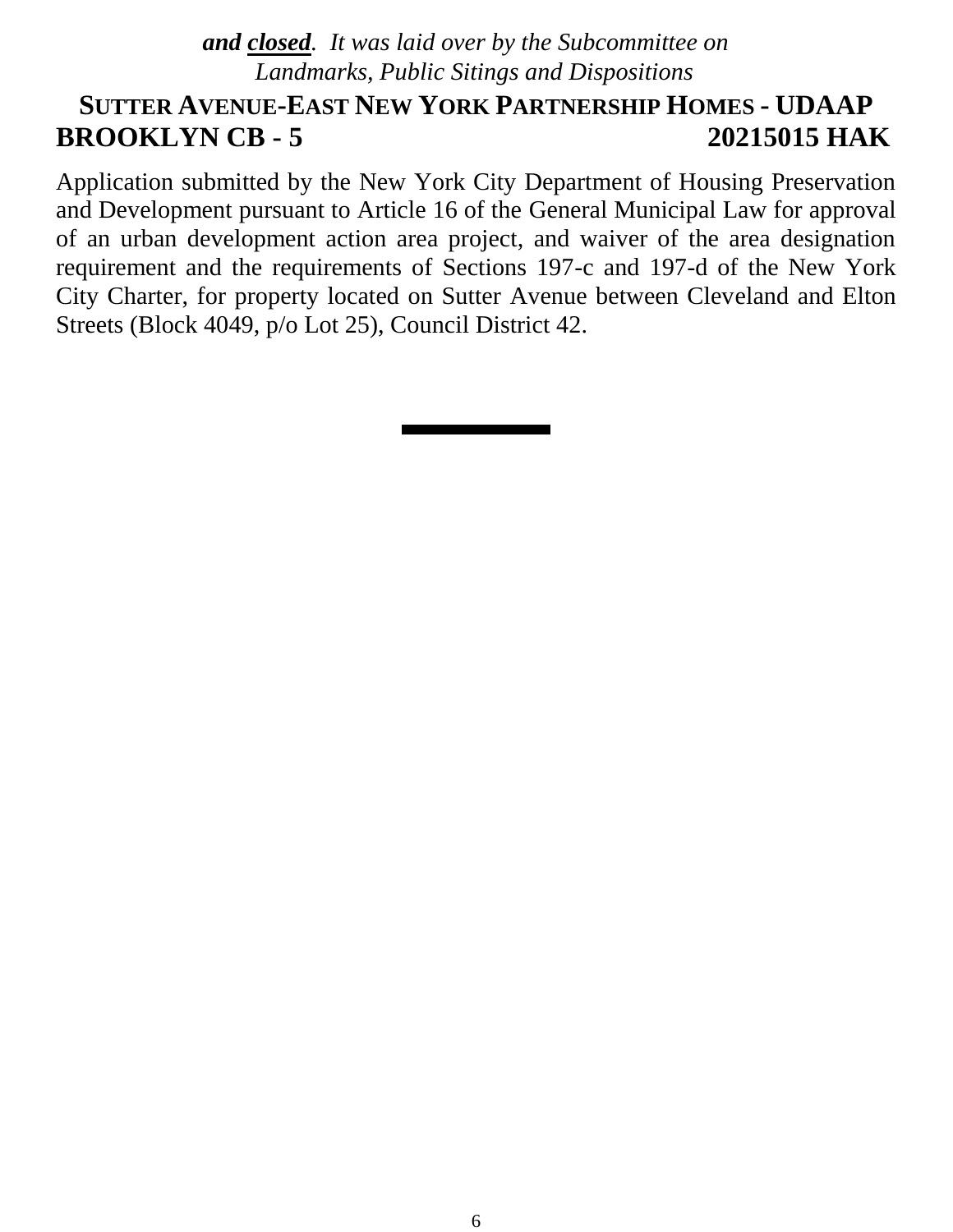***and <u>closed</u>**. It was laid over by the Subcommittee on Landmarks, Public Sitings and Dispositions*

## SUTTER AVENUE-EAST NEW YORK PARTNERSHIP HOMES - UDAAP

**BROOKLYN CB - 5 20215015 HAK**

Application submitted by the New York City Department of Housing Preservation and Development pursuant to Article 16 of the General Municipal Law for approval of an urban development action area project, and waiver of the area designation requirement and the requirements of Sections 197-c and 197-d of the New York City Charter, for property located on Sutter Avenue between Cleveland and Elton Streets (Block 4049, p/o Lot 25), Council District 42.